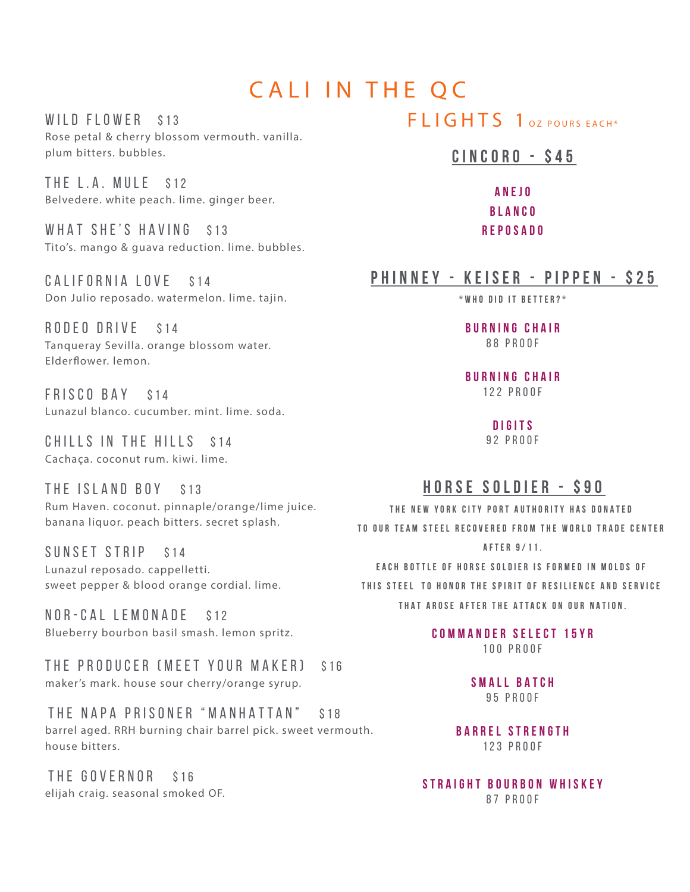# CALI IN THE QC

**WILD FLOWER** $13
Rose petal & cherry blossom vermouth. vanilla. plum bitters. bubbles.

**THE L.A. MULE** $12
Belvedere. white peach. lime. ginger beer.

**WHAT SHE'S HAVING** $13
Tito's. mango & guava reduction. lime. bubbles.

**CALIFORNIA LOVE** $14
Don Julio reposado. watermelon. lime. tajin.

**RODEO DRIVE** $14
Tanqueray Sevilla. orange blossom water. Elderflower. lemon.

**FRISCO BAY** $14
Lunazul blanco. cucumber. mint. lime. soda.

**CHILLS IN THE HILLS** $14
Cachaça. coconut rum. kiwi. lime.

**THE ISLAND BOY** $13
Rum Haven. coconut. pinnaple/orange/lime juice. banana liquor. peach bitters. secret splash.

**SUNSET STRIP** $14
Lunazul reposado. cappelletti. sweet pepper & blood orange cordial. lime.

**NOR-CAL LEMONADE** $12
Blueberry bourbon basil smash. lemon spritz.

**THE PRODUCER (MEET YOUR MAKER)** $16
maker's mark. house sour cherry/orange syrup.

**THE NAPA PRISONER "MANHATTAN"** $18
barrel aged. RRH burning chair barrel pick. sweet vermouth. house bitters.

**THE GOVERNOR** $16
elijah craig. seasonal smoked OF.

## FLIGHTS 1 OZ POURS EACH*

### CINCORO - $45

**ANEJO**
**BLANCO**
**REPOSADO**

### PHINNEY - KEISER - PIPPEN - $25

*WHO DID IT BETTER?*

**BURNING CHAIR**
88 PROOF

**BURNING CHAIR**
122 PROOF

**DIGITS**
92 PROOF

### HORSE SOLDIER - $90

THE NEW YORK CITY PORT AUTHORITY HAS DONATED TO OUR TEAM STEEL RECOVERED FROM THE WORLD TRADE CENTER AFTER 9/11.
EACH BOTTLE OF HORSE SOLDIER IS FORMED IN MOLDS OF THIS STEEL TO HONOR THE SPIRIT OF RESILIENCE AND SERVICE THAT AROSE AFTER THE ATTACK ON OUR NATION.

**COMMANDER SELECT 15YR**
100 PROOF

**SMALL BATCH**
95 PROOF

**BARREL STRENGTH**
123 PROOF

**STRAIGHT BOURBON WHISKEY**
87 PROOF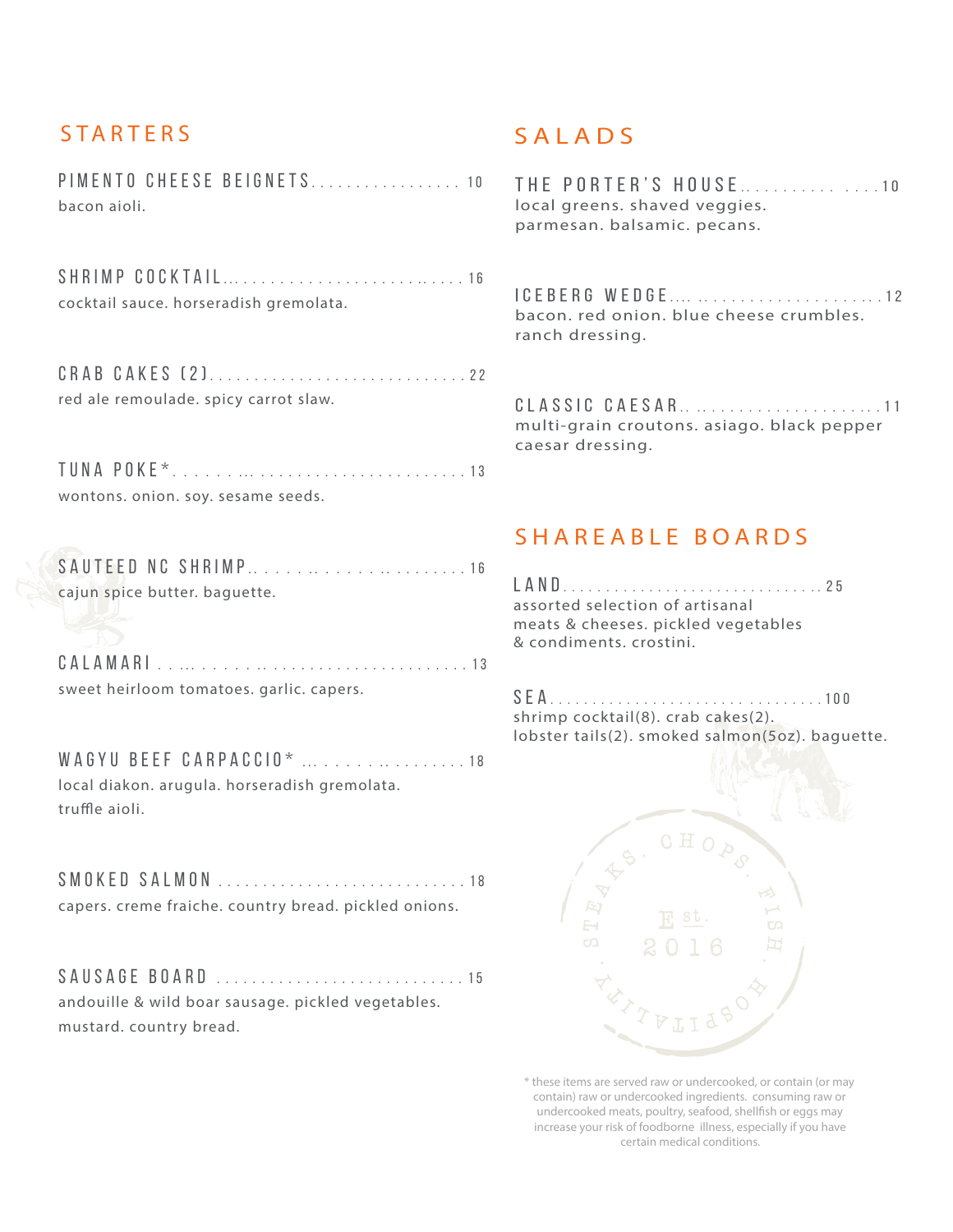## STARTERS

**PIMENTO CHEESE BEIGNETS** ........ 10
bacon aioli.

**SHRIMP COCKTAIL** ........ 16
cocktail sauce. horseradish gremolata.

**CRAB CAKES (2)** ........ 22
red ale remoulade. spicy carrot slaw.

**TUNA POKE*** ........ 13
wontons. onion. soy. sesame seeds.

**SAUTEED NC SHRIMP** ........ 16
cajun spice butter. baguette.

**CALAMARI** ........ 13
sweet heirloom tomatoes. garlic. capers.

**WAGYU BEEF CARPACCIO*** ........ 18
local diakon. arugula. horseradish gremolata.
truffle aioli.

**SMOKED SALMON** ........ 18
capers. creme fraiche. country bread. pickled onions.

**SAUSAGE BOARD** ........ 15
andouille & wild boar sausage. pickled vegetables.
mustard. country bread.

## SALADS

**THE PORTER'S HOUSE** ........ 10
local greens. shaved veggies.
parmesan. balsamic. pecans.

**ICEBERG WEDGE** ........ 12
bacon. red onion. blue cheese crumbles.
ranch dressing.

**CLASSIC CAESAR** ........ 11
multi-grain croutons. asiago. black pepper
caesar dressing.

## SHAREABLE BOARDS

**LAND** ........ 25
assorted selection of artisanal
meats & cheeses. pickled vegetables
& condiments. crostini.

**SEA** ........ 100
shrimp cocktail(8). crab cakes(2).
lobster tails(2). smoked salmon(5oz). baguette.

STEAKS. CHOPS. FISH. HOSPITALITY
Est. 2016

* these items are served raw or undercooked, or contain (or may contain) raw or undercooked ingredients. consuming raw or undercooked meats, poultry, seafood, shellfish or eggs may increase your risk of foodborne illness, especially if you have certain medical conditions.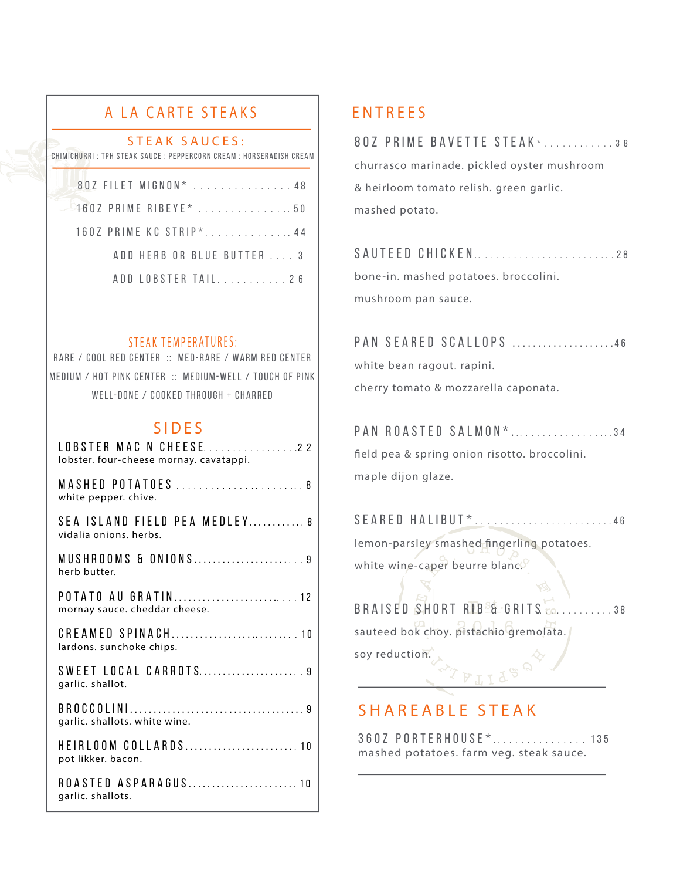## A LA CARTE STEAKS

### STEAK SAUCES:

CHIMICHURRI : TPH STEAK SAUCE : PEPPERCORN CREAM : HORSERADISH CREAM

8OZ FILET MIGNON* . . . . . . . . . . . . . . . . 48

16OZ PRIME RIBEYE* . . . . . . . . . . . . . . . 50

16OZ PRIME KC STRIP*. . . . . . . . . . . . . . 44

ADD HERB OR BLUE BUTTER . . . . 3

ADD LOBSTER TAIL. . . . . . . . . . . 26

### STEAK TEMPERATURES:

RARE / COOL RED CENTER :: MED-RARE / WARM RED CENTER

MEDIUM / HOT PINK CENTER :: MEDIUM-WELL / TOUCH OF PINK

WELL-DONE / COOKED THROUGH + CHARRED

## SIDES

**LOBSTER MAC N CHEESE. . . . . . . . . . . . . . . . 22**
lobster. four-cheese mornay. cavatappi.

**MASHED POTATOES . . . . . . . . . . . . . . . . . . . . . . 8**
white pepper. chive.

**SEA ISLAND FIELD PEA MEDLEY. . . . . . . . . . . 8**
vidalia onions. herbs.

**MUSHROOMS & ONIONS. . . . . . . . . . . . . . . . . . . . . 9**
herb butter.

**POTATO AU GRATIN. . . . . . . . . . . . . . . . . . . . . . 12**
mornay sauce. cheddar cheese.

**CREAMED SPINACH. . . . . . . . . . . . . . . . . . . . . . . . 10**
lardons. sunchoke chips.

**SWEET LOCAL CARROTS. . . . . . . . . . . . . . . . . . . . 9**
garlic. shallot.

**BROCCOLINI. . . . . . . . . . . . . . . . . . . . . . . . . . . . . . . . 9**
garlic. shallots. white wine.

**HEIRLOOM COLLARDS. . . . . . . . . . . . . . . . . . . . . . . 10**
pot likker. bacon.

**ROASTED ASPARAGUS. . . . . . . . . . . . . . . . . . . . . . 10**
garlic. shallots.

## ENTREES

**8OZ PRIME BAVETTE STEAK* . . . . . . . . . . . . 38**

churrasco marinade. pickled oyster mushroom & heirloom tomato relish. green garlic. mashed potato.

**SAUTEED CHICKEN. . . . . . . . . . . . . . . . . . . . . . . . . 28**

bone-in. mashed potatoes. broccolini. mushroom pan sauce.

**PAN SEARED SCALLOPS . . . . . . . . . . . . . . . . . . . 46**

white bean ragout. rapini. cherry tomato & mozzarella caponata.

**PAN ROASTED SALMON*. . . . . . . . . . . . . . . . . . . 34**

field pea & spring onion risotto. broccolini. maple dijon glaze.

**SEARED HALIBUT*. . . . . . . . . . . . . . . . . . . . . . . . . 46**

lemon-parsley smashed fingerling potatoes. white wine-caper beurre blanc.

**BRAISED SHORT RIB & GRITS. . . . . . . . . . . . 38**

sauteed bok choy. pistachio gremolata. soy reduction.

## SHAREABLE STEAK

**36OZ PORTERHOUSE*. . . . . . . . . . . . . . . . . 135**
mashed potatoes. farm veg. steak sauce.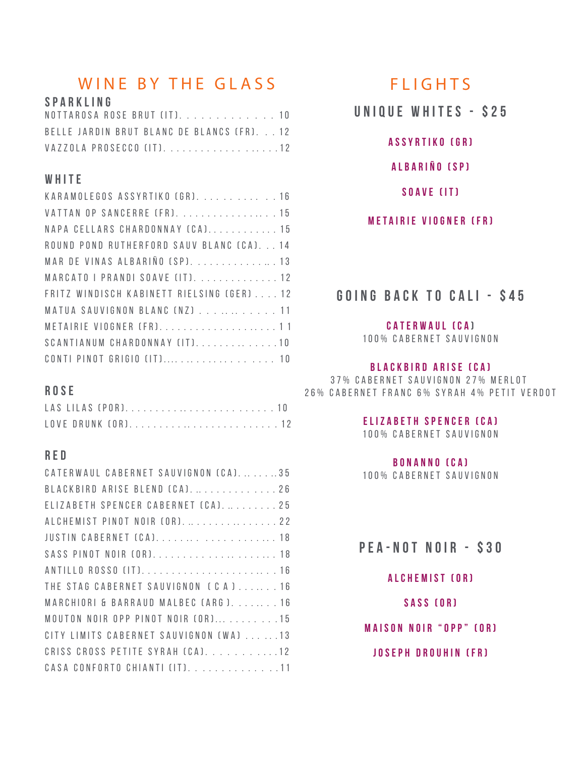# WINE BY THE GLASS

## SPARKLING

| | |
|---|---|
| NOTTAROSA ROSE BRUT (IT) | 10 |
| BELLE JARDIN BRUT BLANC DE BLANCS (FR) | 12 |
| VAZZOLA PROSECCO (IT) | 12 |

## WHITE

| | |
|---|---|
| KARAMOLEGOS ASSYRTIKO (GR) | 16 |
| VATTAN OP SANCERRE (FR) | 15 |
| NAPA CELLARS CHARDONNAY (CA) | 15 |
| ROUND POND RUTHERFORD SAUV BLANC (CA) | 14 |
| MAR DE VINAS ALBARIÑO (SP) | 13 |
| MARCATO I PRANDI SOAVE (IT) | 12 |
| FRITZ WINDISCH KABINETT RIELSING (GER) | 12 |
| MATUA SAUVIGNON BLANC (NZ) | 11 |
| METAIRIE VIOGNER (FR) | 11 |
| SCANTIANUM CHARDONNAY (IT) | 10 |
| CONTI PINOT GRIGIO (IT) | 10 |

## ROSE

| | |
|---|---|
| LAS LILAS (POR) | 10 |
| LOVE DRUNK (OR) | 12 |

## RED

| | |
|---|---|
| CATERWAUL CABERNET SAUVIGNON (CA) | 35 |
| BLACKBIRD ARISE BLEND (CA) | 26 |
| ELIZABETH SPENCER CABERNET (CA) | 25 |
| ALCHEMIST PINOT NOIR (OR) | 22 |
| JUSTIN CABERNET (CA) | 18 |
| SASS PINOT NOIR (OR) | 18 |
| ANTILLO ROSSO (IT) | 16 |
| THE STAG CABERNET SAUVIGNON (CA) | 16 |
| MARCHIORI & BARRAUD MALBEC (ARG) | 16 |
| MOUTON NOIR OPP PINOT NOIR (OR) | 15 |
| CITY LIMITS CABERNET SAUVIGNON (WA) | 13 |
| CRISS CROSS PETITE SYRAH (CA) | 12 |
| CASA CONFORTO CHIANTI (IT) | 11 |

# FLIGHTS

## UNIQUE WHITES - $25

**ASSYRTIKO (GR)**

**ALBARIÑO (SP)**

**SOAVE (IT)**

**METAIRIE VIOGNER (FR)**

## GOING BACK TO CALI - $45

**CATERWAUL (CA)**
100% CABERNET SAUVIGNON

**BLACKBIRD ARISE (CA)**
37% CABERNET SAUVIGNON 27% MERLOT 26% CABERNET FRANC 6% SYRAH 4% PETIT VERDOT

**ELIZABETH SPENCER (CA)**
100% CABERNET SAUVIGNON

**BONANNO (CA)**
100% CABERNET SAUVIGNON

## PEA-NOT NOIR - $30

**ALCHEMIST (OR)**

**SASS (OR)**

**MAISON NOIR "OPP" (OR)**

**JOSEPH DROUHIN (FR)**